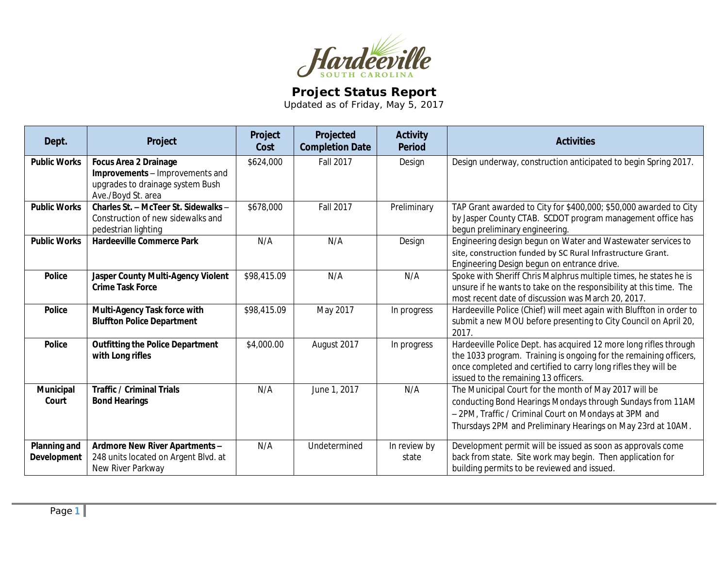Hardeeville
SOUTH CAROLINA

# Project Status Report

Updated as of Friday, May 5, 2017

| Dept. | Project | Project Cost | Projected Completion Date | Activity Period | Activities |
|---|---|---|---|---|---|
| **Public Works** | **Focus Area 2 Drainage Improvements** – Improvements and upgrades to drainage system Bush Ave./Boyd St. area | $624,000 | Fall 2017 | Design | Design underway, construction anticipated to begin Spring 2017. |
| **Public Works** | **Charles St. – McTeer St. Sidewalks** – Construction of new sidewalks and pedestrian lighting | $678,000 | Fall 2017 | Preliminary | TAP Grant awarded to City for $400,000; $50,000 awarded to City by Jasper County CTAB. SCDOT program management office has begun preliminary engineering. |
| **Public Works** | **Hardeeville Commerce Park** | N/A | N/A | Design | Engineering design begun on Water and Wastewater services to site, construction funded by SC Rural Infrastructure Grant. Engineering Design begun on entrance drive. |
| **Police** | **Jasper County Multi-Agency Violent Crime Task Force** | $98,415.09 | N/A | N/A | Spoke with Sheriff Chris Malphrus multiple times, he states he is unsure if he wants to take on the responsibility at this time. The most recent date of discussion was March 20, 2017. |
| **Police** | **Multi-Agency Task force with Bluffton Police Department** | $98,415.09 | May 2017 | In progress | Hardeeville Police (Chief) will meet again with Bluffton in order to submit a new MOU before presenting to City Council on April 20, 2017. |
| **Police** | **Outfitting the Police Department with Long rifles** | $4,000.00 | August 2017 | In progress | Hardeeville Police Dept. has acquired 12 more long rifles through the 1033 program. Training is ongoing for the remaining officers, once completed and certified to carry long rifles they will be issued to the remaining 13 officers. |
| **Municipal Court** | **Traffic / Criminal Trials Bond Hearings** | N/A | June 1, 2017 | N/A | The Municipal Court for the month of May 2017 will be conducting Bond Hearings Mondays through Sundays from 11AM – 2PM, Traffic / Criminal Court on Mondays at 3PM and Thursdays 2PM and Preliminary Hearings on May 23rd at 10AM. |
| **Planning and Development** | **Ardmore New River Apartments** – 248 units located on Argent Blvd. at New River Parkway | N/A | Undetermined | In review by state | Development permit will be issued as soon as approvals come back from state. Site work may begin. Then application for building permits to be reviewed and issued. |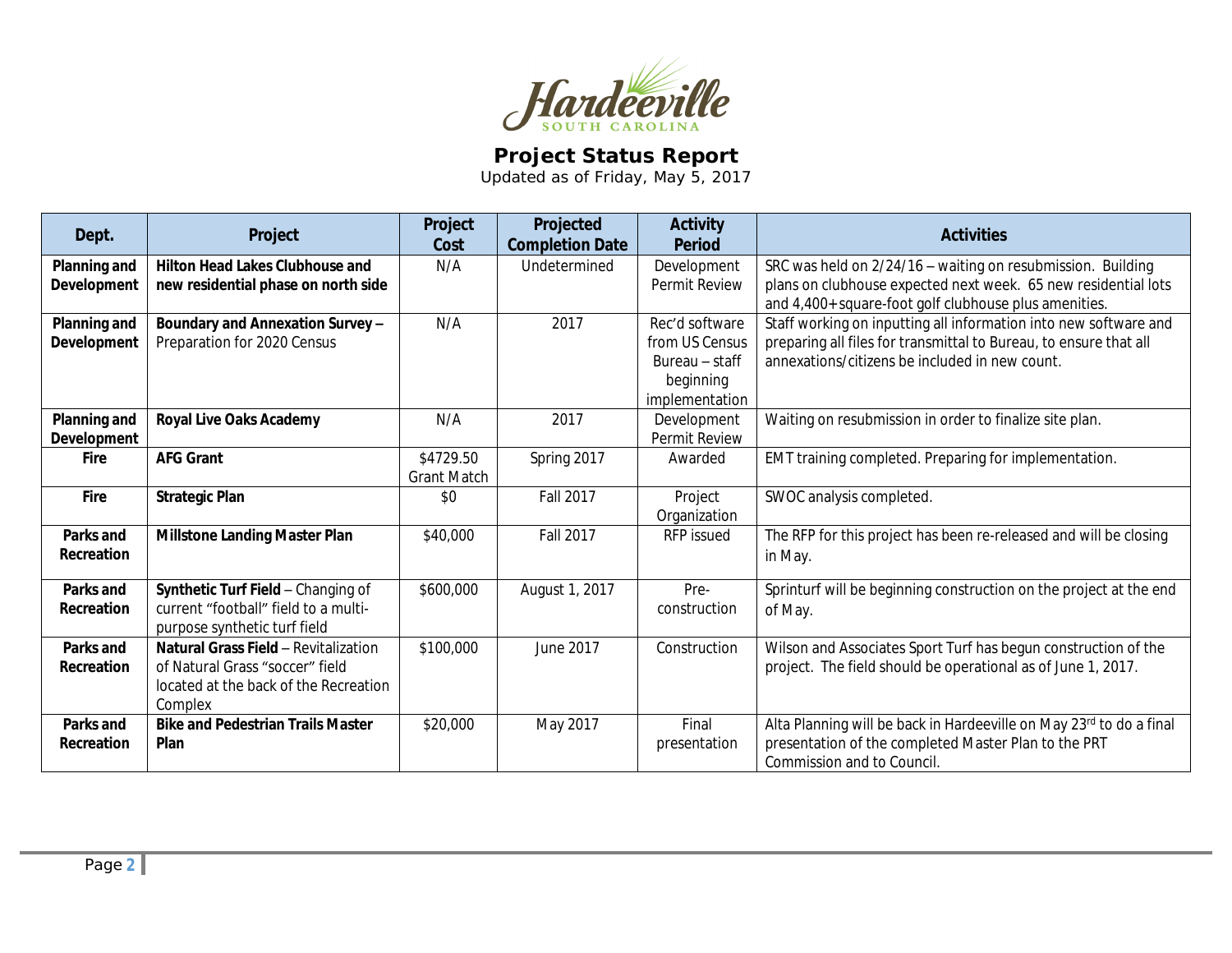Hardeeville
SOUTH CAROLINA

# Project Status Report

Updated as of Friday, May 5, 2017

| Dept. | Project | Project Cost | Projected Completion Date | Activity Period | Activities |
|---|---|---|---|---|---|
| **Planning and Development** | **Hilton Head Lakes Clubhouse and new residential phase on north side** | N/A | Undetermined | Development Permit Review | SRC was held on 2/24/16 – waiting on resubmission. Building plans on clubhouse expected next week. 65 new residential lots and 4,400+ square-foot golf clubhouse plus amenities. |
| **Planning and Development** | **Boundary and Annexation Survey –** Preparation for 2020 Census | N/A | 2017 | Rec'd software from US Census Bureau – staff beginning implementation | Staff working on inputting all information into new software and preparing all files for transmittal to Bureau, to ensure that all annexations/citizens be included in new count. |
| **Planning and Development** | **Royal Live Oaks Academy** | N/A | 2017 | Development Permit Review | Waiting on resubmission in order to finalize site plan. |
| **Fire** | **AFG Grant** | $4729.50 Grant Match | Spring 2017 | Awarded | EMT training completed. Preparing for implementation. |
| **Fire** | **Strategic Plan** | $0 | Fall 2017 | Project Organization | SWOC analysis completed. |
| **Parks and Recreation** | **Millstone Landing Master Plan** | $40,000 | Fall 2017 | RFP issued | The RFP for this project has been re-released and will be closing in May. |
| **Parks and Recreation** | **Synthetic Turf Field** – Changing of current "football" field to a multi-purpose synthetic turf field | $600,000 | August 1, 2017 | Pre-construction | Sprinturf will be beginning construction on the project at the end of May. |
| **Parks and Recreation** | **Natural Grass Field** – Revitalization of Natural Grass "soccer" field located at the back of the Recreation Complex | $100,000 | June 2017 | Construction | Wilson and Associates Sport Turf has begun construction of the project. The field should be operational as of June 1, 2017. |
| **Parks and Recreation** | **Bike and Pedestrian Trails Master Plan** | $20,000 | May 2017 | Final presentation | Alta Planning will be back in Hardeeville on May 23rd to do a final presentation of the completed Master Plan to the PRT Commission and to Council. |